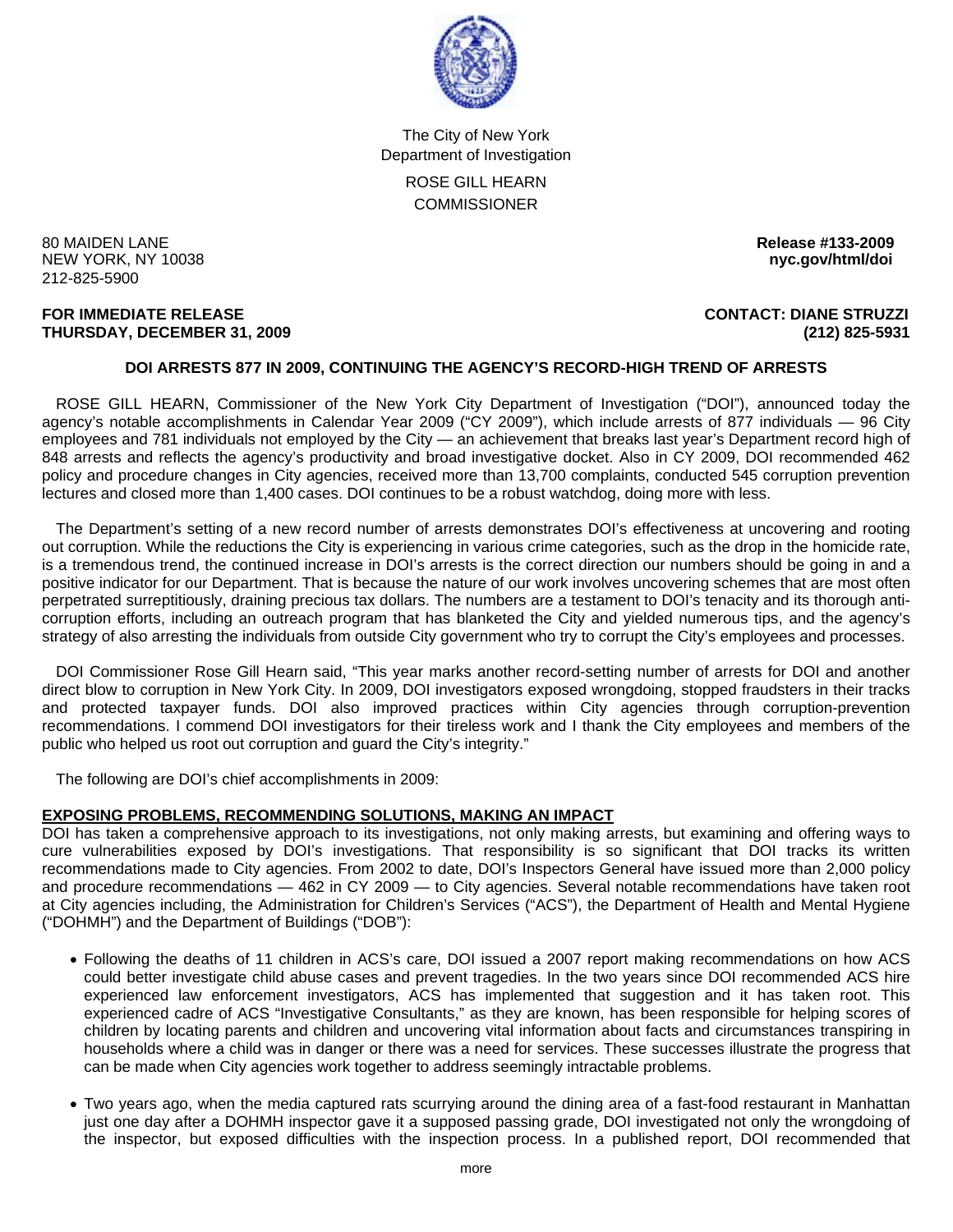The City of New York
Department of Investigation

ROSE GILL HEARN
COMMISSIONER

80 MAIDEN LANE
NEW YORK, NY 10038
212-825-5900

**Release #133-2009**
**nyc.gov/html/doi**

**FOR IMMEDIATE RELEASE**
**THURSDAY, DECEMBER 31, 2009**

**CONTACT: DIANE STRUZZI**
**(212) 825-5931**

**DOI ARRESTS 877 IN 2009, CONTINUING THE AGENCY'S RECORD-HIGH TREND OF ARRESTS**

ROSE GILL HEARN, Commissioner of the New York City Department of Investigation ("DOI"), announced today the agency's notable accomplishments in Calendar Year 2009 ("CY 2009"), which include arrests of 877 individuals — 96 City employees and 781 individuals not employed by the City — an achievement that breaks last year's Department record high of 848 arrests and reflects the agency's productivity and broad investigative docket. Also in CY 2009, DOI recommended 462 policy and procedure changes in City agencies, received more than 13,700 complaints, conducted 545 corruption prevention lectures and closed more than 1,400 cases. DOI continues to be a robust watchdog, doing more with less.

The Department's setting of a new record number of arrests demonstrates DOI's effectiveness at uncovering and rooting out corruption. While the reductions the City is experiencing in various crime categories, such as the drop in the homicide rate, is a tremendous trend, the continued increase in DOI's arrests is the correct direction our numbers should be going in and a positive indicator for our Department. That is because the nature of our work involves uncovering schemes that are most often perpetrated surreptitiously, draining precious tax dollars. The numbers are a testament to DOI's tenacity and its thorough anti-corruption efforts, including an outreach program that has blanketed the City and yielded numerous tips, and the agency's strategy of also arresting the individuals from outside City government who try to corrupt the City's employees and processes.

DOI Commissioner Rose Gill Hearn said, "This year marks another record-setting number of arrests for DOI and another direct blow to corruption in New York City. In 2009, DOI investigators exposed wrongdoing, stopped fraudsters in their tracks and protected taxpayer funds. DOI also improved practices within City agencies through corruption-prevention recommendations. I commend DOI investigators for their tireless work and I thank the City employees and members of the public who helped us root out corruption and guard the City's integrity."

The following are DOI's chief accomplishments in 2009:

**EXPOSING PROBLEMS, RECOMMENDING SOLUTIONS, MAKING AN IMPACT**

DOI has taken a comprehensive approach to its investigations, not only making arrests, but examining and offering ways to cure vulnerabilities exposed by DOI's investigations. That responsibility is so significant that DOI tracks its written recommendations made to City agencies. From 2002 to date, DOI's Inspectors General have issued more than 2,000 policy and procedure recommendations — 462 in CY 2009 — to City agencies. Several notable recommendations have taken root at City agencies including, the Administration for Children's Services ("ACS"), the Department of Health and Mental Hygiene ("DOHMH") and the Department of Buildings ("DOB"):

- Following the deaths of 11 children in ACS's care, DOI issued a 2007 report making recommendations on how ACS could better investigate child abuse cases and prevent tragedies. In the two years since DOI recommended ACS hire experienced law enforcement investigators, ACS has implemented that suggestion and it has taken root. This experienced cadre of ACS "Investigative Consultants," as they are known, has been responsible for helping scores of children by locating parents and children and uncovering vital information about facts and circumstances transpiring in households where a child was in danger or there was a need for services. These successes illustrate the progress that can be made when City agencies work together to address seemingly intractable problems.

- Two years ago, when the media captured rats scurrying around the dining area of a fast-food restaurant in Manhattan just one day after a DOHMH inspector gave it a supposed passing grade, DOI investigated not only the wrongdoing of the inspector, but exposed difficulties with the inspection process. In a published report, DOI recommended that

more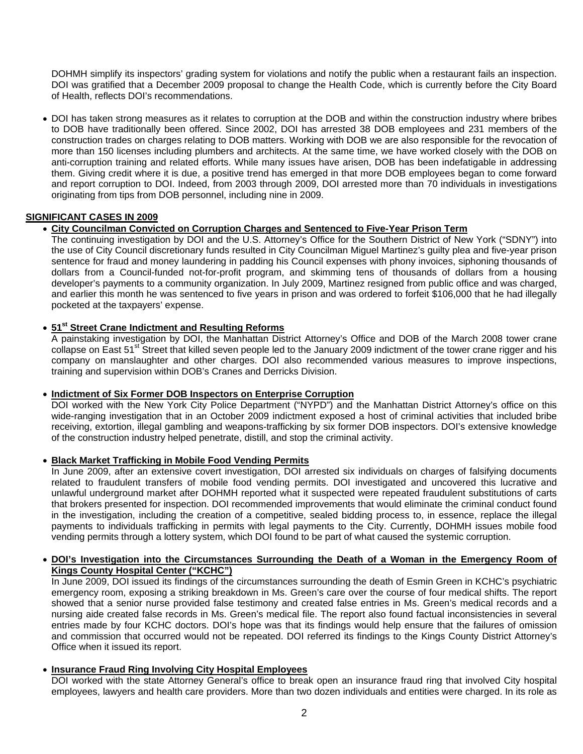DOHMH simplify its inspectors' grading system for violations and notify the public when a restaurant fails an inspection. DOI was gratified that a December 2009 proposal to change the Health Code, which is currently before the City Board of Health, reflects DOI's recommendations.

- DOI has taken strong measures as it relates to corruption at the DOB and within the construction industry where bribes to DOB have traditionally been offered. Since 2002, DOI has arrested 38 DOB employees and 231 members of the construction trades on charges relating to DOB matters. Working with DOB we are also responsible for the revocation of more than 150 licenses including plumbers and architects. At the same time, we have worked closely with the DOB on anti-corruption training and related efforts. While many issues have arisen, DOB has been indefatigable in addressing them. Giving credit where it is due, a positive trend has emerged in that more DOB employees began to come forward and report corruption to DOI. Indeed, from 2003 through 2009, DOI arrested more than 70 individuals in investigations originating from tips from DOB personnel, including nine in 2009.

## SIGNIFICANT CASES IN 2009

- **City Councilman Convicted on Corruption Charges and Sentenced to Five-Year Prison Term**
  The continuing investigation by DOI and the U.S. Attorney's Office for the Southern District of New York ("SDNY") into the use of City Council discretionary funds resulted in City Councilman Miguel Martinez's guilty plea and five-year prison sentence for fraud and money laundering in padding his Council expenses with phony invoices, siphoning thousands of dollars from a Council-funded not-for-profit program, and skimming tens of thousands of dollars from a housing developer's payments to a community organization. In July 2009, Martinez resigned from public office and was charged, and earlier this month he was sentenced to five years in prison and was ordered to forfeit $106,000 that he had illegally pocketed at the taxpayers' expense.

- **51st Street Crane Indictment and Resulting Reforms**
  A painstaking investigation by DOI, the Manhattan District Attorney's Office and DOB of the March 2008 tower crane collapse on East 51st Street that killed seven people led to the January 2009 indictment of the tower crane rigger and his company on manslaughter and other charges. DOI also recommended various measures to improve inspections, training and supervision within DOB's Cranes and Derricks Division.

- **Indictment of Six Former DOB Inspectors on Enterprise Corruption**
  DOI worked with the New York City Police Department ("NYPD") and the Manhattan District Attorney's office on this wide-ranging investigation that in an October 2009 indictment exposed a host of criminal activities that included bribe receiving, extortion, illegal gambling and weapons-trafficking by six former DOB inspectors. DOI's extensive knowledge of the construction industry helped penetrate, distill, and stop the criminal activity.

- **Black Market Trafficking in Mobile Food Vending Permits**
  In June 2009, after an extensive covert investigation, DOI arrested six individuals on charges of falsifying documents related to fraudulent transfers of mobile food vending permits. DOI investigated and uncovered this lucrative and unlawful underground market after DOHMH reported what it suspected were repeated fraudulent substitutions of carts that brokers presented for inspection. DOI recommended improvements that would eliminate the criminal conduct found in the investigation, including the creation of a competitive, sealed bidding process to, in essence, replace the illegal payments to individuals trafficking in permits with legal payments to the City. Currently, DOHMH issues mobile food vending permits through a lottery system, which DOI found to be part of what caused the systemic corruption.

- **DOI's Investigation into the Circumstances Surrounding the Death of a Woman in the Emergency Room of Kings County Hospital Center ("KCHC")**
  In June 2009, DOI issued its findings of the circumstances surrounding the death of Esmin Green in KCHC's psychiatric emergency room, exposing a striking breakdown in Ms. Green's care over the course of four medical shifts. The report showed that a senior nurse provided false testimony and created false entries in Ms. Green's medical records and a nursing aide created false records in Ms. Green's medical file. The report also found factual inconsistencies in several entries made by four KCHC doctors. DOI's hope was that its findings would help ensure that the failures of omission and commission that occurred would not be repeated. DOI referred its findings to the Kings County District Attorney's Office when it issued its report.

- **Insurance Fraud Ring Involving City Hospital Employees**
  DOI worked with the state Attorney General's office to break open an insurance fraud ring that involved City hospital employees, lawyers and health care providers. More than two dozen individuals and entities were charged. In its role as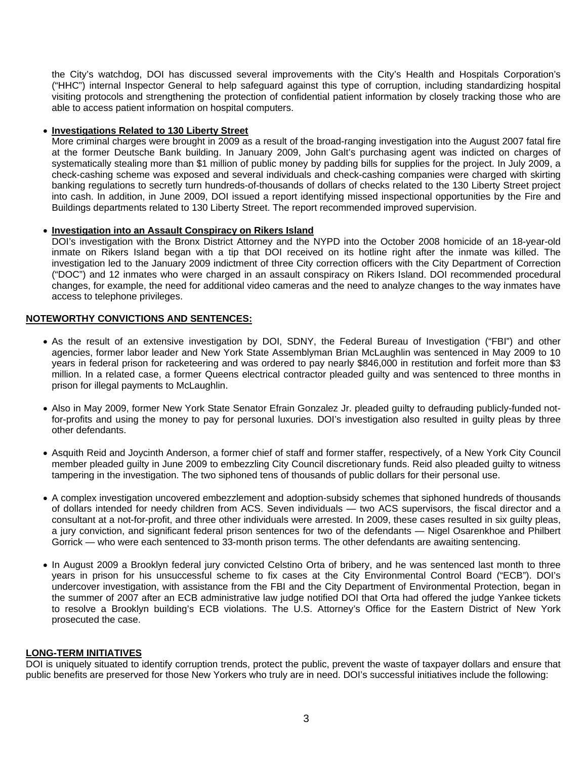the City's watchdog, DOI has discussed several improvements with the City's Health and Hospitals Corporation's ("HHC") internal Inspector General to help safeguard against this type of corruption, including standardizing hospital visiting protocols and strengthening the protection of confidential patient information by closely tracking those who are able to access patient information on hospital computers.

- **Investigations Related to 130 Liberty Street**
  More criminal charges were brought in 2009 as a result of the broad-ranging investigation into the August 2007 fatal fire at the former Deutsche Bank building. In January 2009, John Galt's purchasing agent was indicted on charges of systematically stealing more than $1 million of public money by padding bills for supplies for the project. In July 2009, a check-cashing scheme was exposed and several individuals and check-cashing companies were charged with skirting banking regulations to secretly turn hundreds-of-thousands of dollars of checks related to the 130 Liberty Street project into cash. In addition, in June 2009, DOI issued a report identifying missed inspectional opportunities by the Fire and Buildings departments related to 130 Liberty Street. The report recommended improved supervision.

- **Investigation into an Assault Conspiracy on Rikers Island**
  DOI's investigation with the Bronx District Attorney and the NYPD into the October 2008 homicide of an 18-year-old inmate on Rikers Island began with a tip that DOI received on its hotline right after the inmate was killed. The investigation led to the January 2009 indictment of three City correction officers with the City Department of Correction ("DOC") and 12 inmates who were charged in an assault conspiracy on Rikers Island. DOI recommended procedural changes, for example, the need for additional video cameras and the need to analyze changes to the way inmates have access to telephone privileges.

## NOTEWORTHY CONVICTIONS AND SENTENCES:

- As the result of an extensive investigation by DOI, SDNY, the Federal Bureau of Investigation ("FBI") and other agencies, former labor leader and New York State Assemblyman Brian McLaughlin was sentenced in May 2009 to 10 years in federal prison for racketeering and was ordered to pay nearly $846,000 in restitution and forfeit more than $3 million. In a related case, a former Queens electrical contractor pleaded guilty and was sentenced to three months in prison for illegal payments to McLaughlin.

- Also in May 2009, former New York State Senator Efrain Gonzalez Jr. pleaded guilty to defrauding publicly-funded not-for-profits and using the money to pay for personal luxuries. DOI's investigation also resulted in guilty pleas by three other defendants.

- Asquith Reid and Joycinth Anderson, a former chief of staff and former staffer, respectively, of a New York City Council member pleaded guilty in June 2009 to embezzling City Council discretionary funds. Reid also pleaded guilty to witness tampering in the investigation. The two siphoned tens of thousands of public dollars for their personal use.

- A complex investigation uncovered embezzlement and adoption-subsidy schemes that siphoned hundreds of thousands of dollars intended for needy children from ACS. Seven individuals — two ACS supervisors, the fiscal director and a consultant at a not-for-profit, and three other individuals were arrested. In 2009, these cases resulted in six guilty pleas, a jury conviction, and significant federal prison sentences for two of the defendants — Nigel Osarenkhoe and Philbert Gorrick — who were each sentenced to 33-month prison terms. The other defendants are awaiting sentencing.

- In August 2009 a Brooklyn federal jury convicted Celstino Orta of bribery, and he was sentenced last month to three years in prison for his unsuccessful scheme to fix cases at the City Environmental Control Board ("ECB"). DOI's undercover investigation, with assistance from the FBI and the City Department of Environmental Protection, began in the summer of 2007 after an ECB administrative law judge notified DOI that Orta had offered the judge Yankee tickets to resolve a Brooklyn building's ECB violations. The U.S. Attorney's Office for the Eastern District of New York prosecuted the case.

## LONG-TERM INITIATIVES

DOI is uniquely situated to identify corruption trends, protect the public, prevent the waste of taxpayer dollars and ensure that public benefits are preserved for those New Yorkers who truly are in need. DOI's successful initiatives include the following: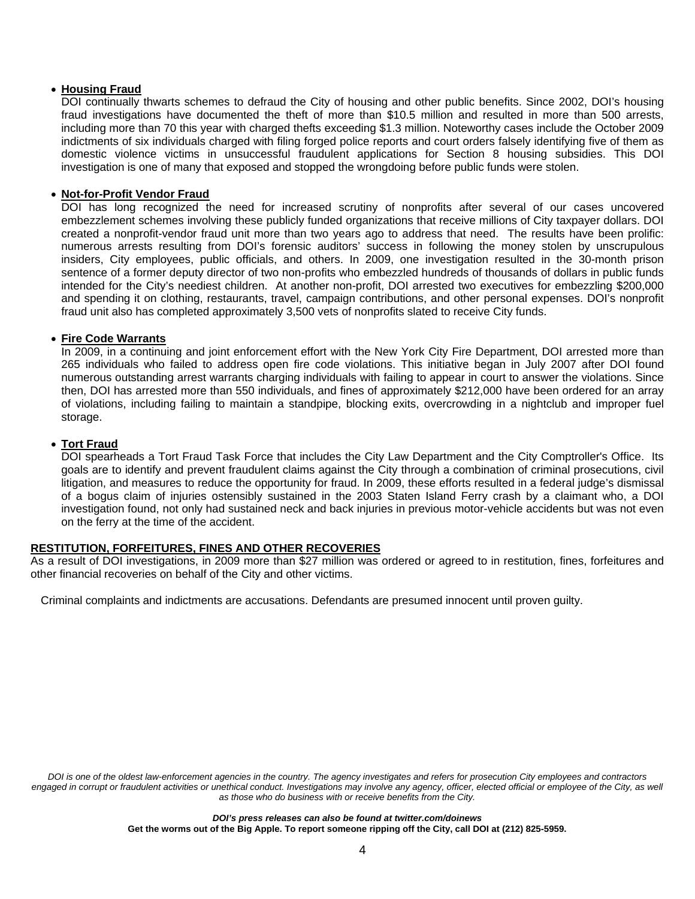- **Housing Fraud**

  DOI continually thwarts schemes to defraud the City of housing and other public benefits. Since 2002, DOI's housing fraud investigations have documented the theft of more than $10.5 million and resulted in more than 500 arrests, including more than 70 this year with charged thefts exceeding $1.3 million. Noteworthy cases include the October 2009 indictments of six individuals charged with filing forged police reports and court orders falsely identifying five of them as domestic violence victims in unsuccessful fraudulent applications for Section 8 housing subsidies. This DOI investigation is one of many that exposed and stopped the wrongdoing before public funds were stolen.

- **Not-for-Profit Vendor Fraud**

  DOI has long recognized the need for increased scrutiny of nonprofits after several of our cases uncovered embezzlement schemes involving these publicly funded organizations that receive millions of City taxpayer dollars. DOI created a nonprofit-vendor fraud unit more than two years ago to address that need. The results have been prolific: numerous arrests resulting from DOI's forensic auditors' success in following the money stolen by unscrupulous insiders, City employees, public officials, and others. In 2009, one investigation resulted in the 30-month prison sentence of a former deputy director of two non-profits who embezzled hundreds of thousands of dollars in public funds intended for the City's neediest children. At another non-profit, DOI arrested two executives for embezzling $200,000 and spending it on clothing, restaurants, travel, campaign contributions, and other personal expenses. DOI's nonprofit fraud unit also has completed approximately 3,500 vets of nonprofits slated to receive City funds.

- **Fire Code Warrants**

  In 2009, in a continuing and joint enforcement effort with the New York City Fire Department, DOI arrested more than 265 individuals who failed to address open fire code violations. This initiative began in July 2007 after DOI found numerous outstanding arrest warrants charging individuals with failing to appear in court to answer the violations. Since then, DOI has arrested more than 550 individuals, and fines of approximately $212,000 have been ordered for an array of violations, including failing to maintain a standpipe, blocking exits, overcrowding in a nightclub and improper fuel storage.

- **Tort Fraud**

  DOI spearheads a Tort Fraud Task Force that includes the City Law Department and the City Comptroller's Office. Its goals are to identify and prevent fraudulent claims against the City through a combination of criminal prosecutions, civil litigation, and measures to reduce the opportunity for fraud. In 2009, these efforts resulted in a federal judge's dismissal of a bogus claim of injuries ostensibly sustained in the 2003 Staten Island Ferry crash by a claimant who, a DOI investigation found, not only had sustained neck and back injuries in previous motor-vehicle accidents but was not even on the ferry at the time of the accident.

**RESTITUTION, FORFEITURES, FINES AND OTHER RECOVERIES**

As a result of DOI investigations, in 2009 more than $27 million was ordered or agreed to in restitution, fines, forfeitures and other financial recoveries on behalf of the City and other victims.

Criminal complaints and indictments are accusations. Defendants are presumed innocent until proven guilty.

*DOI is one of the oldest law-enforcement agencies in the country. The agency investigates and refers for prosecution City employees and contractors engaged in corrupt or fraudulent activities or unethical conduct. Investigations may involve any agency, officer, elected official or employee of the City, as well as those who do business with or receive benefits from the City.*

***DOI's press releases can also be found at twitter.com/doinews***

**Get the worms out of the Big Apple. To report someone ripping off the City, call DOI at (212) 825-5959.**